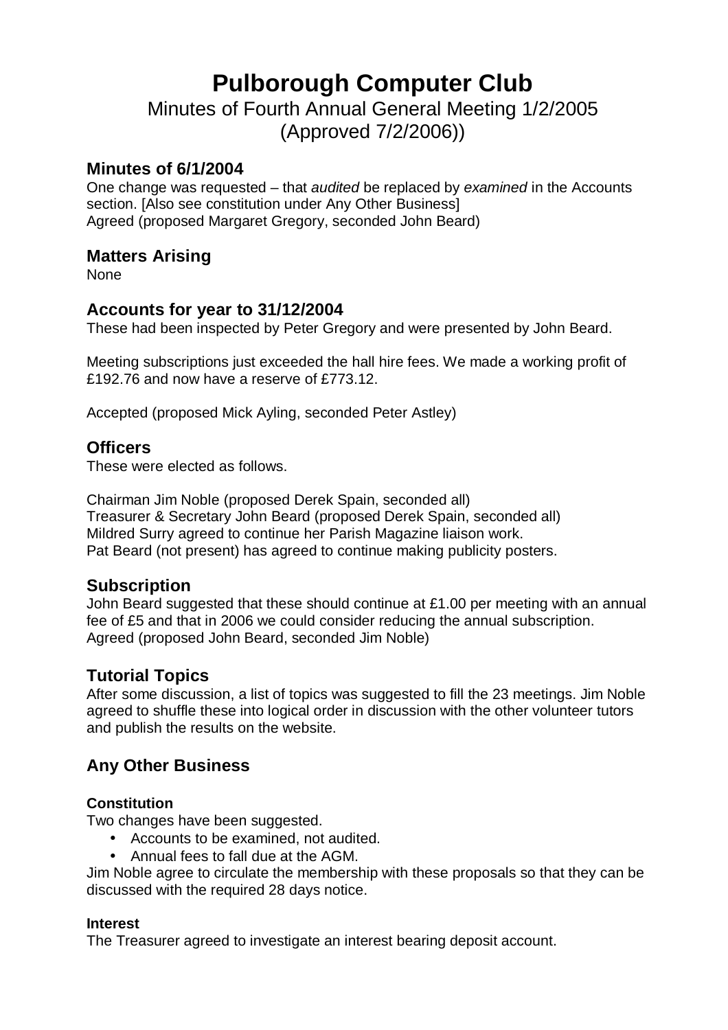# Pulborough Computer Club

Minutes of Fourth Annual General Meeting 1/2/2005
(Approved 7/2/2006))

## Minutes of 6/1/2004

One change was requested – that *audited* be replaced by *examined* in the Accounts section. [Also see constitution under Any Other Business]
Agreed (proposed Margaret Gregory, seconded John Beard)

## Matters Arising

None

## Accounts for year to 31/12/2004

These had been inspected by Peter Gregory and were presented by John Beard.

Meeting subscriptions just exceeded the hall hire fees. We made a working profit of £192.76 and now have a reserve of £773.12.

Accepted (proposed Mick Ayling, seconded Peter Astley)

## Officers

These were elected as follows.

Chairman Jim Noble (proposed Derek Spain, seconded all)
Treasurer & Secretary John Beard (proposed Derek Spain, seconded all)
Mildred Surry agreed to continue her Parish Magazine liaison work.
Pat Beard (not present) has agreed to continue making publicity posters.

## Subscription

John Beard suggested that these should continue at £1.00 per meeting with an annual fee of £5 and that in 2006 we could consider reducing the annual subscription.
Agreed (proposed John Beard, seconded Jim Noble)

## Tutorial Topics

After some discussion, a list of topics was suggested to fill the 23 meetings. Jim Noble agreed to shuffle these into logical order in discussion with the other volunteer tutors and publish the results on the website.

## Any Other Business

### Constitution

Two changes have been suggested.

- Accounts to be examined, not audited.
- Annual fees to fall due at the AGM.

Jim Noble agree to circulate the membership with these proposals so that they can be discussed with the required 28 days notice.

### Interest

The Treasurer agreed to investigate an interest bearing deposit account.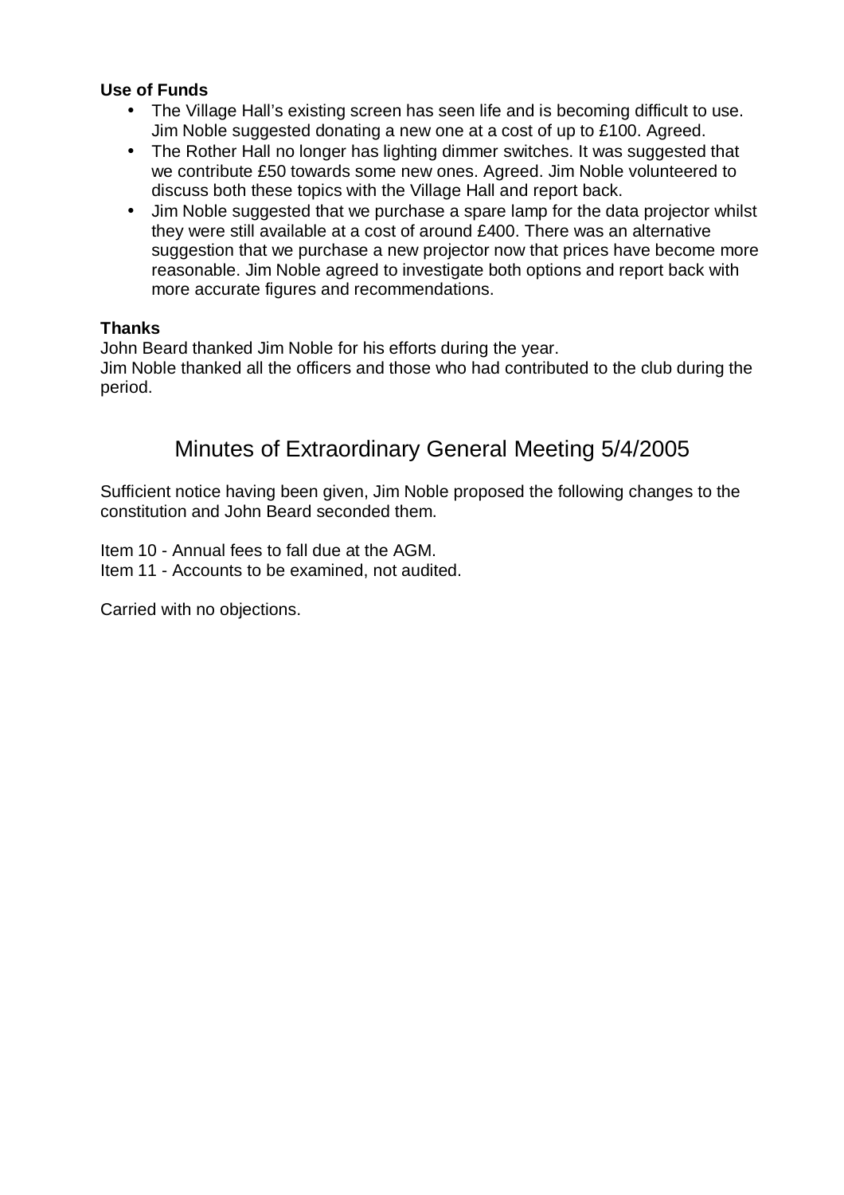**Use of Funds**

- The Village Hall's existing screen has seen life and is becoming difficult to use. Jim Noble suggested donating a new one at a cost of up to £100. Agreed.
- The Rother Hall no longer has lighting dimmer switches. It was suggested that we contribute £50 towards some new ones. Agreed. Jim Noble volunteered to discuss both these topics with the Village Hall and report back.
- Jim Noble suggested that we purchase a spare lamp for the data projector whilst they were still available at a cost of around £400. There was an alternative suggestion that we purchase a new projector now that prices have become more reasonable. Jim Noble agreed to investigate both options and report back with more accurate figures and recommendations.

**Thanks**

John Beard thanked Jim Noble for his efforts during the year.
Jim Noble thanked all the officers and those who had contributed to the club during the period.

## Minutes of Extraordinary General Meeting 5/4/2005

Sufficient notice having been given, Jim Noble proposed the following changes to the constitution and John Beard seconded them.

Item 10 - Annual fees to fall due at the AGM.
Item 11 - Accounts to be examined, not audited.

Carried with no objections.